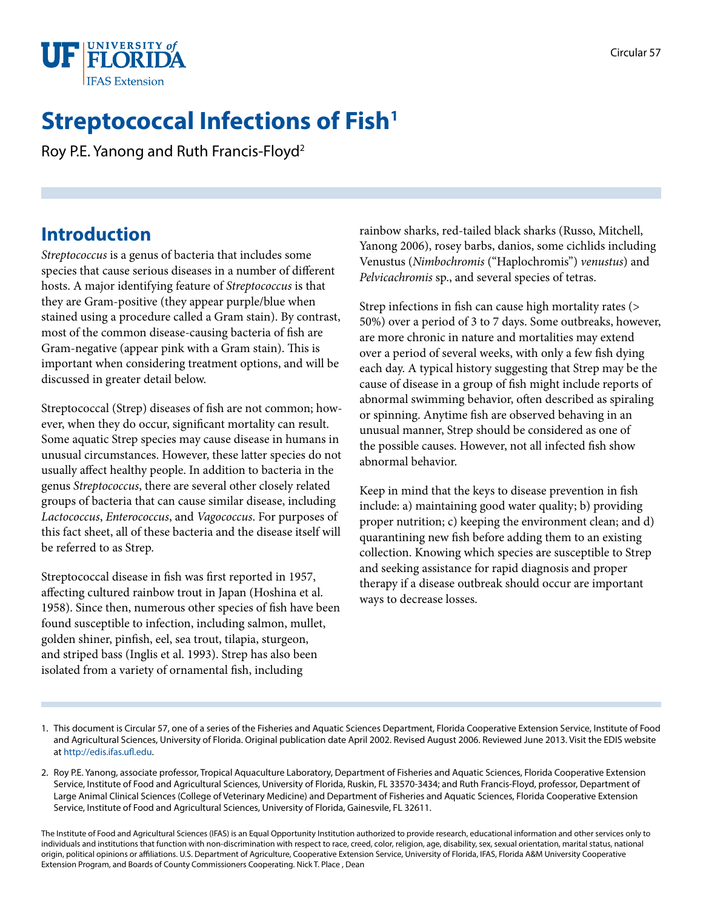Circular 57

# Streptococcal Infections of Fish[1]

Roy P.E. Yanong and Ruth Francis-Floyd[2]

## Introduction

*Streptococcus* is a genus of bacteria that includes some species that cause serious diseases in a number of different hosts. A major identifying feature of *Streptococcus* is that they are Gram-positive (they appear purple/blue when stained using a procedure called a Gram stain). By contrast, most of the common disease-causing bacteria of fish are Gram-negative (appear pink with a Gram stain). This is important when considering treatment options, and will be discussed in greater detail below.

Streptococcal (Strep) diseases of fish are not common; however, when they do occur, significant mortality can result. Some aquatic Strep species may cause disease in humans in unusual circumstances. However, these latter species do not usually affect healthy people. In addition to bacteria in the genus *Streptococcus*, there are several other closely related groups of bacteria that can cause similar disease, including *Lactococcus*, *Enterococcus*, and *Vagococcus*. For purposes of this fact sheet, all of these bacteria and the disease itself will be referred to as Strep.

Streptococcal disease in fish was first reported in 1957, affecting cultured rainbow trout in Japan (Hoshina et al. 1958). Since then, numerous other species of fish have been found susceptible to infection, including salmon, mullet, golden shiner, pinfish, eel, sea trout, tilapia, sturgeon, and striped bass (Inglis et al. 1993). Strep has also been isolated from a variety of ornamental fish, including rainbow sharks, red-tailed black sharks (Russo, Mitchell, Yanong 2006), rosey barbs, danios, some cichlids including Venustus (*Nimbochromis* ("Haplochromis") *venustus*) and *Pelvicachromis* sp., and several species of tetras.

Strep infections in fish can cause high mortality rates (> 50%) over a period of 3 to 7 days. Some outbreaks, however, are more chronic in nature and mortalities may extend over a period of several weeks, with only a few fish dying each day. A typical history suggesting that Strep may be the cause of disease in a group of fish might include reports of abnormal swimming behavior, often described as spiraling or spinning. Anytime fish are observed behaving in an unusual manner, Strep should be considered as one of the possible causes. However, not all infected fish show abnormal behavior.

Keep in mind that the keys to disease prevention in fish include: a) maintaining good water quality; b) providing proper nutrition; c) keeping the environment clean; and d) quarantining new fish before adding them to an existing collection. Knowing which species are susceptible to Strep and seeking assistance for rapid diagnosis and proper therapy if a disease outbreak should occur are important ways to decrease losses.

---

1. This document is Circular 57, one of a series of the Fisheries and Aquatic Sciences Department, Florida Cooperative Extension Service, Institute of Food and Agricultural Sciences, University of Florida. Original publication date April 2002. Revised August 2006. Reviewed June 2013. Visit the EDIS website at http://edis.ifas.ufl.edu.

2. Roy P.E. Yanong, associate professor, Tropical Aquaculture Laboratory, Department of Fisheries and Aquatic Sciences, Florida Cooperative Extension Service, Institute of Food and Agricultural Sciences, University of Florida, Ruskin, FL 33570-3434; and Ruth Francis-Floyd, professor, Department of Large Animal Clinical Sciences (College of Veterinary Medicine) and Department of Fisheries and Aquatic Sciences, Florida Cooperative Extension Service, Institute of Food and Agricultural Sciences, University of Florida, Gainesvile, FL 32611.

The Institute of Food and Agricultural Sciences (IFAS) is an Equal Opportunity Institution authorized to provide research, educational information and other services only to individuals and institutions that function with non-discrimination with respect to race, creed, color, religion, age, disability, sex, sexual orientation, marital status, national origin, political opinions or affiliations. U.S. Department of Agriculture, Cooperative Extension Service, University of Florida, IFAS, Florida A&M University Cooperative Extension Program, and Boards of County Commissioners Cooperating. Nick T. Place , Dean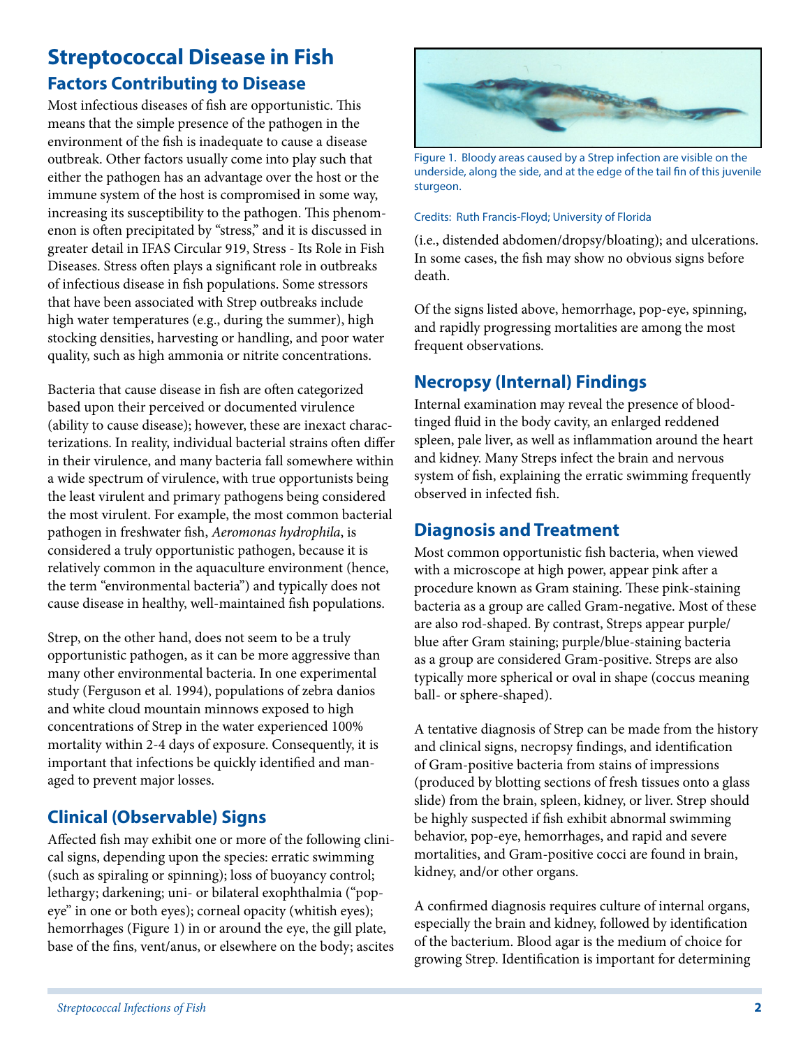# Streptococcal Disease in Fish

## Factors Contributing to Disease

Most infectious diseases of fish are opportunistic. This means that the simple presence of the pathogen in the environment of the fish is inadequate to cause a disease outbreak. Other factors usually come into play such that either the pathogen has an advantage over the host or the immune system of the host is compromised in some way, increasing its susceptibility to the pathogen. This phenomenon is often precipitated by "stress," and it is discussed in greater detail in IFAS Circular 919, Stress - Its Role in Fish Diseases. Stress often plays a significant role in outbreaks of infectious disease in fish populations. Some stressors that have been associated with Strep outbreaks include high water temperatures (e.g., during the summer), high stocking densities, harvesting or handling, and poor water quality, such as high ammonia or nitrite concentrations.

Bacteria that cause disease in fish are often categorized based upon their perceived or documented virulence (ability to cause disease); however, these are inexact characterizations. In reality, individual bacterial strains often differ in their virulence, and many bacteria fall somewhere within a wide spectrum of virulence, with true opportunists being the least virulent and primary pathogens being considered the most virulent. For example, the most common bacterial pathogen in freshwater fish, *Aeromonas hydrophila*, is considered a truly opportunistic pathogen, because it is relatively common in the aquaculture environment (hence, the term "environmental bacteria") and typically does not cause disease in healthy, well-maintained fish populations.

Strep, on the other hand, does not seem to be a truly opportunistic pathogen, as it can be more aggressive than many other environmental bacteria. In one experimental study (Ferguson et al. 1994), populations of zebra danios and white cloud mountain minnows exposed to high concentrations of Strep in the water experienced 100% mortality within 2-4 days of exposure. Consequently, it is important that infections be quickly identified and managed to prevent major losses.

## Clinical (Observable) Signs

Affected fish may exhibit one or more of the following clinical signs, depending upon the species: erratic swimming (such as spiraling or spinning); loss of buoyancy control; lethargy; darkening; uni- or bilateral exophthalmia ("pop-eye" in one or both eyes); corneal opacity (whitish eyes); hemorrhages (Figure 1) in or around the eye, the gill plate, base of the fins, vent/anus, or elsewhere on the body; ascites (i.e., distended abdomen/dropsy/bloating); and ulcerations. In some cases, the fish may show no obvious signs before death.

Figure 1. Bloody areas caused by a Strep infection are visible on the underside, along the side, and at the edge of the tail fin of this juvenile sturgeon.

Credits: Ruth Francis-Floyd; University of Florida

Of the signs listed above, hemorrhage, pop-eye, spinning, and rapidly progressing mortalities are among the most frequent observations.

## Necropsy (Internal) Findings

Internal examination may reveal the presence of blood-tinged fluid in the body cavity, an enlarged reddened spleen, pale liver, as well as inflammation around the heart and kidney. Many Streps infect the brain and nervous system of fish, explaining the erratic swimming frequently observed in infected fish.

## Diagnosis and Treatment

Most common opportunistic fish bacteria, when viewed with a microscope at high power, appear pink after a procedure known as Gram staining. These pink-staining bacteria as a group are called Gram-negative. Most of these are also rod-shaped. By contrast, Streps appear purple/blue after Gram staining; purple/blue-staining bacteria as a group are considered Gram-positive. Streps are also typically more spherical or oval in shape (coccus meaning ball- or sphere-shaped).

A tentative diagnosis of Strep can be made from the history and clinical signs, necropsy findings, and identification of Gram-positive bacteria from stains of impressions (produced by blotting sections of fresh tissues onto a glass slide) from the brain, spleen, kidney, or liver. Strep should be highly suspected if fish exhibit abnormal swimming behavior, pop-eye, hemorrhages, and rapid and severe mortalities, and Gram-positive cocci are found in brain, kidney, and/or other organs.

A confirmed diagnosis requires culture of internal organs, especially the brain and kidney, followed by identification of the bacterium. Blood agar is the medium of choice for growing Strep. Identification is important for determining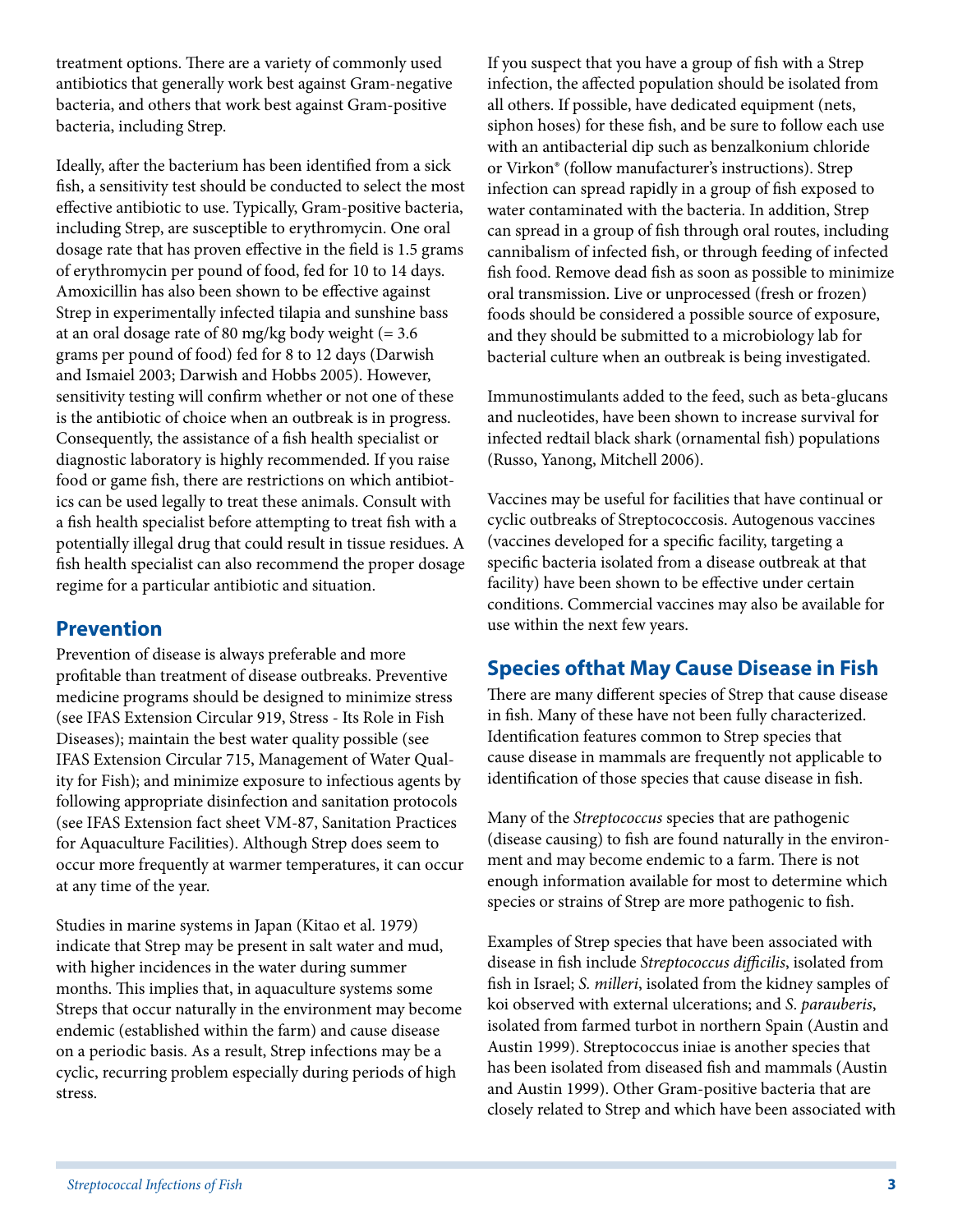treatment options. There are a variety of commonly used antibiotics that generally work best against Gram-negative bacteria, and others that work best against Gram-positive bacteria, including Strep.

Ideally, after the bacterium has been identified from a sick fish, a sensitivity test should be conducted to select the most effective antibiotic to use. Typically, Gram-positive bacteria, including Strep, are susceptible to erythromycin. One oral dosage rate that has proven effective in the field is 1.5 grams of erythromycin per pound of food, fed for 10 to 14 days. Amoxicillin has also been shown to be effective against Strep in experimentally infected tilapia and sunshine bass at an oral dosage rate of 80 mg/kg body weight (= 3.6 grams per pound of food) fed for 8 to 12 days (Darwish and Ismaiel 2003; Darwish and Hobbs 2005). However, sensitivity testing will confirm whether or not one of these is the antibiotic of choice when an outbreak is in progress. Consequently, the assistance of a fish health specialist or diagnostic laboratory is highly recommended. If you raise food or game fish, there are restrictions on which antibiotics can be used legally to treat these animals. Consult with a fish health specialist before attempting to treat fish with a potentially illegal drug that could result in tissue residues. A fish health specialist can also recommend the proper dosage regime for a particular antibiotic and situation.

## Prevention

Prevention of disease is always preferable and more profitable than treatment of disease outbreaks. Preventive medicine programs should be designed to minimize stress (see IFAS Extension Circular 919, Stress - Its Role in Fish Diseases); maintain the best water quality possible (see IFAS Extension Circular 715, Management of Water Quality for Fish); and minimize exposure to infectious agents by following appropriate disinfection and sanitation protocols (see IFAS Extension fact sheet VM-87, Sanitation Practices for Aquaculture Facilities). Although Strep does seem to occur more frequently at warmer temperatures, it can occur at any time of the year.

Studies in marine systems in Japan (Kitao et al. 1979) indicate that Strep may be present in salt water and mud, with higher incidences in the water during summer months. This implies that, in aquaculture systems some Streps that occur naturally in the environment may become endemic (established within the farm) and cause disease on a periodic basis. As a result, Strep infections may be a cyclic, recurring problem especially during periods of high stress.

If you suspect that you have a group of fish with a Strep infection, the affected population should be isolated from all others. If possible, have dedicated equipment (nets, siphon hoses) for these fish, and be sure to follow each use with an antibacterial dip such as benzalkonium chloride or Virkon® (follow manufacturer's instructions). Strep infection can spread rapidly in a group of fish exposed to water contaminated with the bacteria. In addition, Strep can spread in a group of fish through oral routes, including cannibalism of infected fish, or through feeding of infected fish food. Remove dead fish as soon as possible to minimize oral transmission. Live or unprocessed (fresh or frozen) foods should be considered a possible source of exposure, and they should be submitted to a microbiology lab for bacterial culture when an outbreak is being investigated.

Immunostimulants added to the feed, such as beta-glucans and nucleotides, have been shown to increase survival for infected redtail black shark (ornamental fish) populations (Russo, Yanong, Mitchell 2006).

Vaccines may be useful for facilities that have continual or cyclic outbreaks of Streptococcosis. Autogenous vaccines (vaccines developed for a specific facility, targeting a specific bacteria isolated from a disease outbreak at that facility) have been shown to be effective under certain conditions. Commercial vaccines may also be available for use within the next few years.

## Species ofthat May Cause Disease in Fish

There are many different species of Strep that cause disease in fish. Many of these have not been fully characterized. Identification features common to Strep species that cause disease in mammals are frequently not applicable to identification of those species that cause disease in fish.

Many of the *Streptococcus* species that are pathogenic (disease causing) to fish are found naturally in the environment and may become endemic to a farm. There is not enough information available for most to determine which species or strains of Strep are more pathogenic to fish.

Examples of Strep species that have been associated with disease in fish include *Streptococcus difficilis*, isolated from fish in Israel; *S. milleri*, isolated from the kidney samples of koi observed with external ulcerations; and *S. parauberis*, isolated from farmed turbot in northern Spain (Austin and Austin 1999). Streptococcus iniae is another species that has been isolated from diseased fish and mammals (Austin and Austin 1999). Other Gram-positive bacteria that are closely related to Strep and which have been associated with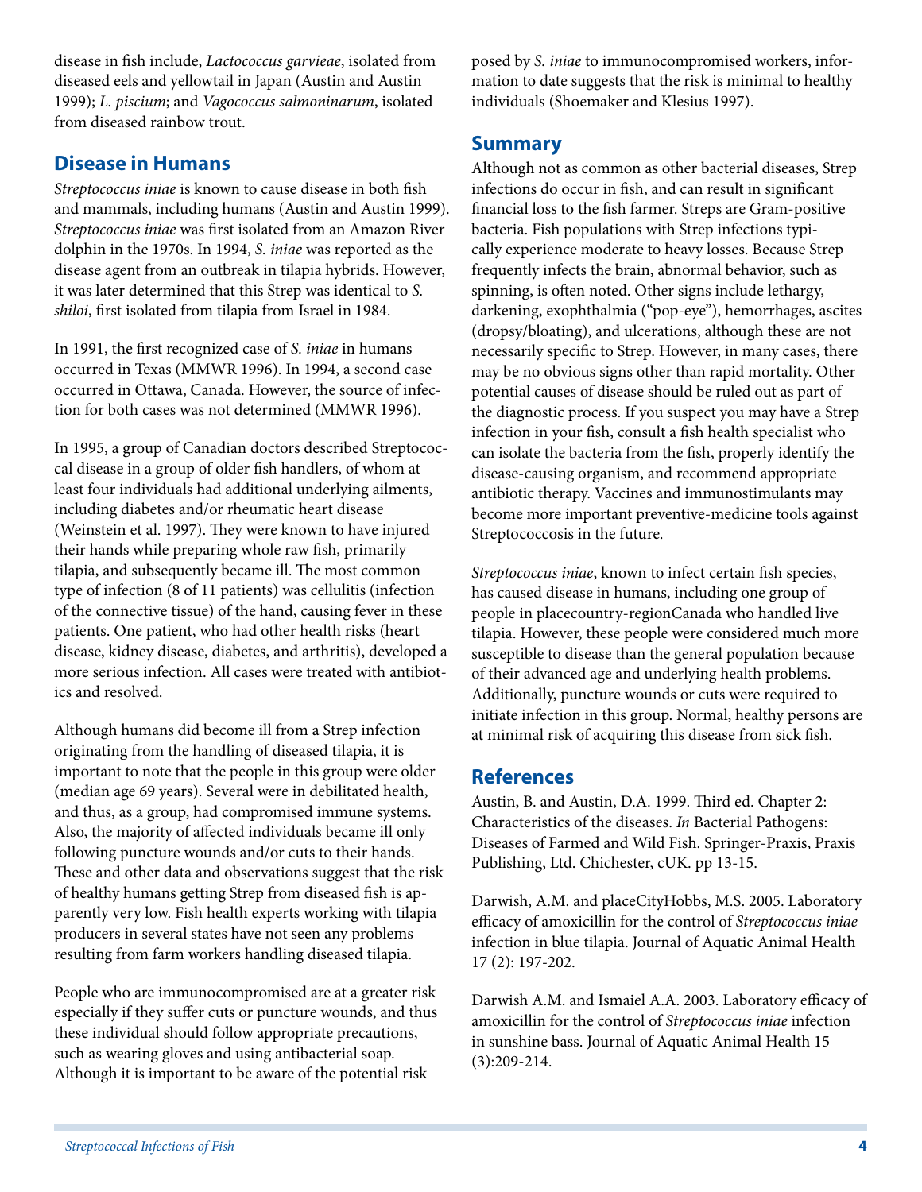disease in fish include, *Lactococcus garvieae*, isolated from diseased eels and yellowtail in Japan (Austin and Austin 1999); *L. piscium*; and *Vagococcus salmoninarum*, isolated from diseased rainbow trout.

## Disease in Humans

*Streptococcus iniae* is known to cause disease in both fish and mammals, including humans (Austin and Austin 1999). *Streptococcus iniae* was first isolated from an Amazon River dolphin in the 1970s. In 1994, *S. iniae* was reported as the disease agent from an outbreak in tilapia hybrids. However, it was later determined that this Strep was identical to *S. shiloi*, first isolated from tilapia from Israel in 1984.

In 1991, the first recognized case of *S. iniae* in humans occurred in Texas (MMWR 1996). In 1994, a second case occurred in Ottawa, Canada. However, the source of infection for both cases was not determined (MMWR 1996).

In 1995, a group of Canadian doctors described Streptococcal disease in a group of older fish handlers, of whom at least four individuals had additional underlying ailments, including diabetes and/or rheumatic heart disease (Weinstein et al. 1997). They were known to have injured their hands while preparing whole raw fish, primarily tilapia, and subsequently became ill. The most common type of infection (8 of 11 patients) was cellulitis (infection of the connective tissue) of the hand, causing fever in these patients. One patient, who had other health risks (heart disease, kidney disease, diabetes, and arthritis), developed a more serious infection. All cases were treated with antibiotics and resolved.

Although humans did become ill from a Strep infection originating from the handling of diseased tilapia, it is important to note that the people in this group were older (median age 69 years). Several were in debilitated health, and thus, as a group, had compromised immune systems. Also, the majority of affected individuals became ill only following puncture wounds and/or cuts to their hands. These and other data and observations suggest that the risk of healthy humans getting Strep from diseased fish is apparently very low. Fish health experts working with tilapia producers in several states have not seen any problems resulting from farm workers handling diseased tilapia.

People who are immunocompromised are at a greater risk especially if they suffer cuts or puncture wounds, and thus these individual should follow appropriate precautions, such as wearing gloves and using antibacterial soap. Although it is important to be aware of the potential risk posed by *S. iniae* to immunocompromised workers, information to date suggests that the risk is minimal to healthy individuals (Shoemaker and Klesius 1997).

## Summary

Although not as common as other bacterial diseases, Strep infections do occur in fish, and can result in significant financial loss to the fish farmer. Streps are Gram-positive bacteria. Fish populations with Strep infections typically experience moderate to heavy losses. Because Strep frequently infects the brain, abnormal behavior, such as spinning, is often noted. Other signs include lethargy, darkening, exophthalmia ("pop-eye"), hemorrhages, ascites (dropsy/bloating), and ulcerations, although these are not necessarily specific to Strep. However, in many cases, there may be no obvious signs other than rapid mortality. Other potential causes of disease should be ruled out as part of the diagnostic process. If you suspect you may have a Strep infection in your fish, consult a fish health specialist who can isolate the bacteria from the fish, properly identify the disease-causing organism, and recommend appropriate antibiotic therapy. Vaccines and immunostimulants may become more important preventive-medicine tools against Streptococcosis in the future.

*Streptococcus iniae*, known to infect certain fish species, has caused disease in humans, including one group of people in placecountry-regionCanada who handled live tilapia. However, these people were considered much more susceptible to disease than the general population because of their advanced age and underlying health problems. Additionally, puncture wounds or cuts were required to initiate infection in this group. Normal, healthy persons are at minimal risk of acquiring this disease from sick fish.

## References

Austin, B. and Austin, D.A. 1999. Third ed. Chapter 2: Characteristics of the diseases. *In* Bacterial Pathogens: Diseases of Farmed and Wild Fish. Springer-Praxis, Praxis Publishing, Ltd. Chichester, cUK. pp 13-15.

Darwish, A.M. and placeCityHobbs, M.S. 2005. Laboratory efficacy of amoxicillin for the control of *Streptococcus iniae* infection in blue tilapia. Journal of Aquatic Animal Health 17 (2): 197-202.

Darwish A.M. and Ismaiel A.A. 2003. Laboratory efficacy of amoxicillin for the control of *Streptococcus iniae* infection in sunshine bass. Journal of Aquatic Animal Health 15 (3):209-214.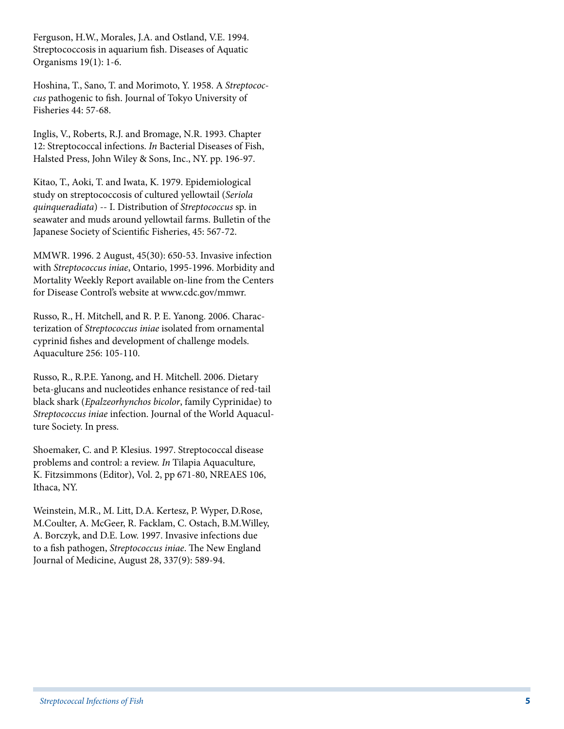Ferguson, H.W., Morales, J.A. and Ostland, V.E. 1994. Streptococcosis in aquarium fish. Diseases of Aquatic Organisms 19(1): 1-6.

Hoshina, T., Sano, T. and Morimoto, Y. 1958. A *Streptococcus* pathogenic to fish. Journal of Tokyo University of Fisheries 44: 57-68.

Inglis, V., Roberts, R.J. and Bromage, N.R. 1993. Chapter 12: Streptococcal infections. *In* Bacterial Diseases of Fish, Halsted Press, John Wiley & Sons, Inc., NY. pp. 196-97.

Kitao, T., Aoki, T. and Iwata, K. 1979. Epidemiological study on streptococcosis of cultured yellowtail (*Seriola quinqueradiata*) -- I. Distribution of *Streptococcus* sp. in seawater and muds around yellowtail farms. Bulletin of the Japanese Society of Scientific Fisheries, 45: 567-72.

MMWR. 1996. 2 August, 45(30): 650-53. Invasive infection with *Streptococcus iniae*, Ontario, 1995-1996. Morbidity and Mortality Weekly Report available on-line from the Centers for Disease Control's website at www.cdc.gov/mmwr.

Russo, R., H. Mitchell, and R. P. E. Yanong. 2006. Characterization of *Streptococcus iniae* isolated from ornamental cyprinid fishes and development of challenge models. Aquaculture 256: 105-110.

Russo, R., R.P.E. Yanong, and H. Mitchell. 2006. Dietary beta-glucans and nucleotides enhance resistance of red-tail black shark (*Epalzeorhynchos bicolor*, family Cyprinidae) to *Streptococcus iniae* infection. Journal of the World Aquaculture Society. In press.

Shoemaker, C. and P. Klesius. 1997. Streptococcal disease problems and control: a review. *In* Tilapia Aquaculture, K. Fitzsimmons (Editor), Vol. 2, pp 671-80, NREAES 106, Ithaca, NY.

Weinstein, M.R., M. Litt, D.A. Kertesz, P. Wyper, D.Rose, M.Coulter, A. McGeer, R. Facklam, C. Ostach, B.M.Willey, A. Borczyk, and D.E. Low. 1997. Invasive infections due to a fish pathogen, *Streptococcus iniae*. The New England Journal of Medicine, August 28, 337(9): 589-94.